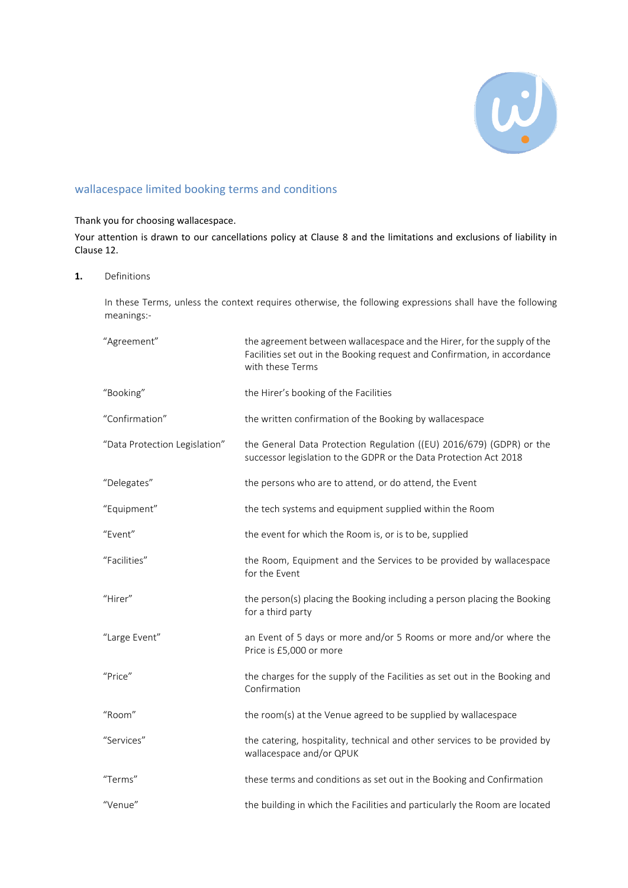## wallacespace limited booking terms and conditions

Thank you for choosing wallacespace.

Your attention is drawn to our cancellations policy at Clause 8 and the limitations and exclusions of liability in Clause 12.

**1.** Definitions

In these Terms, unless the context requires otherwise, the following expressions shall have the following meanings:-

| | |
|---|---|
| "Agreement" | the agreement between wallacespace and the Hirer, for the supply of the Facilities set out in the Booking request and Confirmation, in accordance with these Terms |
| "Booking" | the Hirer's booking of the Facilities |
| "Confirmation" | the written confirmation of the Booking by wallacespace |
| "Data Protection Legislation" | the General Data Protection Regulation ((EU) 2016/679) (GDPR) or the successor legislation to the GDPR or the Data Protection Act 2018 |
| "Delegates" | the persons who are to attend, or do attend, the Event |
| "Equipment" | the tech systems and equipment supplied within the Room |
| "Event" | the event for which the Room is, or is to be, supplied |
| "Facilities" | the Room, Equipment and the Services to be provided by wallacespace for the Event |
| "Hirer" | the person(s) placing the Booking including a person placing the Booking for a third party |
| "Large Event" | an Event of 5 days or more and/or 5 Rooms or more and/or where the Price is £5,000 or more |
| "Price" | the charges for the supply of the Facilities as set out in the Booking and Confirmation |
| "Room" | the room(s) at the Venue agreed to be supplied by wallacespace |
| "Services" | the catering, hospitality, technical and other services to be provided by wallacespace and/or QPUK |
| "Terms" | these terms and conditions as set out in the Booking and Confirmation |
| "Venue" | the building in which the Facilities and particularly the Room are located |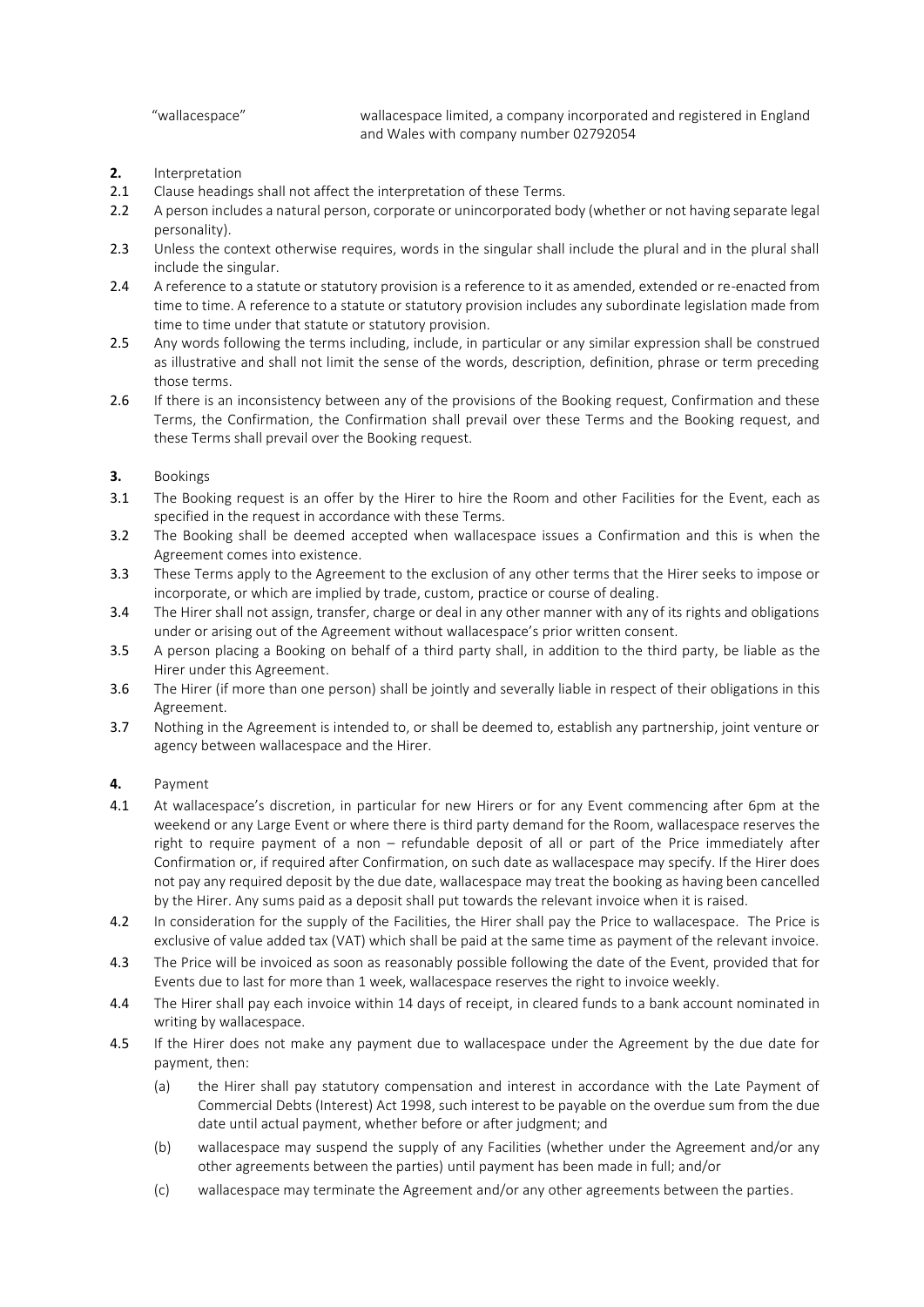| | |
|---|---|
| "wallacespace" | wallacespace limited, a company incorporated and registered in England and Wales with company number 02792054 |

**2.** Interpretation

2.1 Clause headings shall not affect the interpretation of these Terms.

2.2 A person includes a natural person, corporate or unincorporated body (whether or not having separate legal personality).

2.3 Unless the context otherwise requires, words in the singular shall include the plural and in the plural shall include the singular.

2.4 A reference to a statute or statutory provision is a reference to it as amended, extended or re-enacted from time to time. A reference to a statute or statutory provision includes any subordinate legislation made from time to time under that statute or statutory provision.

2.5 Any words following the terms including, include, in particular or any similar expression shall be construed as illustrative and shall not limit the sense of the words, description, definition, phrase or term preceding those terms.

2.6 If there is an inconsistency between any of the provisions of the Booking request, Confirmation and these Terms, the Confirmation, the Confirmation shall prevail over these Terms and the Booking request, and these Terms shall prevail over the Booking request.

**3.** Bookings

3.1 The Booking request is an offer by the Hirer to hire the Room and other Facilities for the Event, each as specified in the request in accordance with these Terms.

3.2 The Booking shall be deemed accepted when wallacespace issues a Confirmation and this is when the Agreement comes into existence.

3.3 These Terms apply to the Agreement to the exclusion of any other terms that the Hirer seeks to impose or incorporate, or which are implied by trade, custom, practice or course of dealing.

3.4 The Hirer shall not assign, transfer, charge or deal in any other manner with any of its rights and obligations under or arising out of the Agreement without wallacespace's prior written consent.

3.5 A person placing a Booking on behalf of a third party shall, in addition to the third party, be liable as the Hirer under this Agreement.

3.6 The Hirer (if more than one person) shall be jointly and severally liable in respect of their obligations in this Agreement.

3.7 Nothing in the Agreement is intended to, or shall be deemed to, establish any partnership, joint venture or agency between wallacespace and the Hirer.

**4.** Payment

4.1 At wallacespace's discretion, in particular for new Hirers or for any Event commencing after 6pm at the weekend or any Large Event or where there is third party demand for the Room, wallacespace reserves the right to require payment of a non – refundable deposit of all or part of the Price immediately after Confirmation or, if required after Confirmation, on such date as wallacespace may specify. If the Hirer does not pay any required deposit by the due date, wallacespace may treat the booking as having been cancelled by the Hirer. Any sums paid as a deposit shall put towards the relevant invoice when it is raised.

4.2 In consideration for the supply of the Facilities, the Hirer shall pay the Price to wallacespace. The Price is exclusive of value added tax (VAT) which shall be paid at the same time as payment of the relevant invoice.

4.3 The Price will be invoiced as soon as reasonably possible following the date of the Event, provided that for Events due to last for more than 1 week, wallacespace reserves the right to invoice weekly.

4.4 The Hirer shall pay each invoice within 14 days of receipt, in cleared funds to a bank account nominated in writing by wallacespace.

4.5 If the Hirer does not make any payment due to wallacespace under the Agreement by the due date for payment, then:

(a) the Hirer shall pay statutory compensation and interest in accordance with the Late Payment of Commercial Debts (Interest) Act 1998, such interest to be payable on the overdue sum from the due date until actual payment, whether before or after judgment; and

(b) wallacespace may suspend the supply of any Facilities (whether under the Agreement and/or any other agreements between the parties) until payment has been made in full; and/or

(c) wallacespace may terminate the Agreement and/or any other agreements between the parties.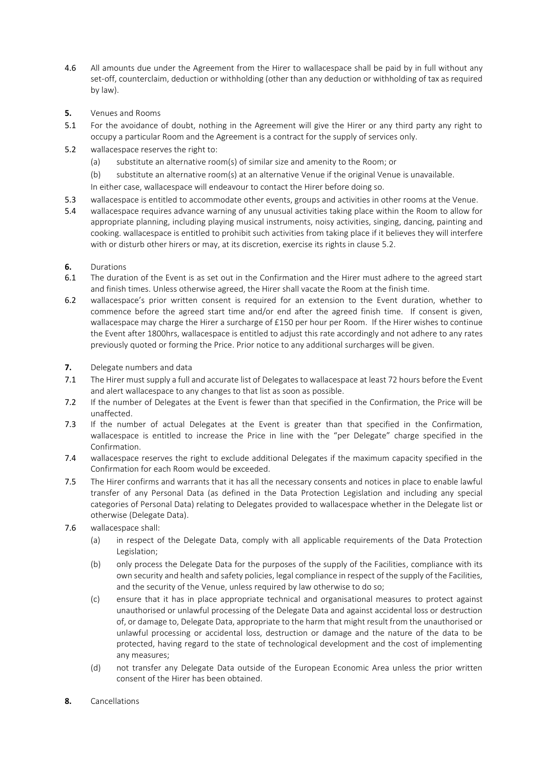4.6 All amounts due under the Agreement from the Hirer to wallacespace shall be paid by in full without any set-off, counterclaim, deduction or withholding (other than any deduction or withholding of tax as required by law).

**5.** Venues and Rooms

5.1 For the avoidance of doubt, nothing in the Agreement will give the Hirer or any third party any right to occupy a particular Room and the Agreement is a contract for the supply of services only.

5.2 wallacespace reserves the right to:

(a) substitute an alternative room(s) of similar size and amenity to the Room; or

(b) substitute an alternative room(s) at an alternative Venue if the original Venue is unavailable.

In either case, wallacespace will endeavour to contact the Hirer before doing so.

5.3 wallacespace is entitled to accommodate other events, groups and activities in other rooms at the Venue.

5.4 wallacespace requires advance warning of any unusual activities taking place within the Room to allow for appropriate planning, including playing musical instruments, noisy activities, singing, dancing, painting and cooking. wallacespace is entitled to prohibit such activities from taking place if it believes they will interfere with or disturb other hirers or may, at its discretion, exercise its rights in clause 5.2.

**6.** Durations

6.1 The duration of the Event is as set out in the Confirmation and the Hirer must adhere to the agreed start and finish times. Unless otherwise agreed, the Hirer shall vacate the Room at the finish time.

6.2 wallacespace's prior written consent is required for an extension to the Event duration, whether to commence before the agreed start time and/or end after the agreed finish time. If consent is given, wallacespace may charge the Hirer a surcharge of £150 per hour per Room. If the Hirer wishes to continue the Event after 1800hrs, wallacespace is entitled to adjust this rate accordingly and not adhere to any rates previously quoted or forming the Price. Prior notice to any additional surcharges will be given.

**7.** Delegate numbers and data

7.1 The Hirer must supply a full and accurate list of Delegates to wallacespace at least 72 hours before the Event and alert wallacespace to any changes to that list as soon as possible.

7.2 If the number of Delegates at the Event is fewer than that specified in the Confirmation, the Price will be unaffected.

7.3 If the number of actual Delegates at the Event is greater than that specified in the Confirmation, wallacespace is entitled to increase the Price in line with the "per Delegate" charge specified in the Confirmation.

7.4 wallacespace reserves the right to exclude additional Delegates if the maximum capacity specified in the Confirmation for each Room would be exceeded.

7.5 The Hirer confirms and warrants that it has all the necessary consents and notices in place to enable lawful transfer of any Personal Data (as defined in the Data Protection Legislation and including any special categories of Personal Data) relating to Delegates provided to wallacespace whether in the Delegate list or otherwise (Delegate Data).

7.6 wallacespace shall:

(a) in respect of the Delegate Data, comply with all applicable requirements of the Data Protection Legislation;

(b) only process the Delegate Data for the purposes of the supply of the Facilities, compliance with its own security and health and safety policies, legal compliance in respect of the supply of the Facilities, and the security of the Venue, unless required by law otherwise to do so;

(c) ensure that it has in place appropriate technical and organisational measures to protect against unauthorised or unlawful processing of the Delegate Data and against accidental loss or destruction of, or damage to, Delegate Data, appropriate to the harm that might result from the unauthorised or unlawful processing or accidental loss, destruction or damage and the nature of the data to be protected, having regard to the state of technological development and the cost of implementing any measures;

(d) not transfer any Delegate Data outside of the European Economic Area unless the prior written consent of the Hirer has been obtained.

**8.** Cancellations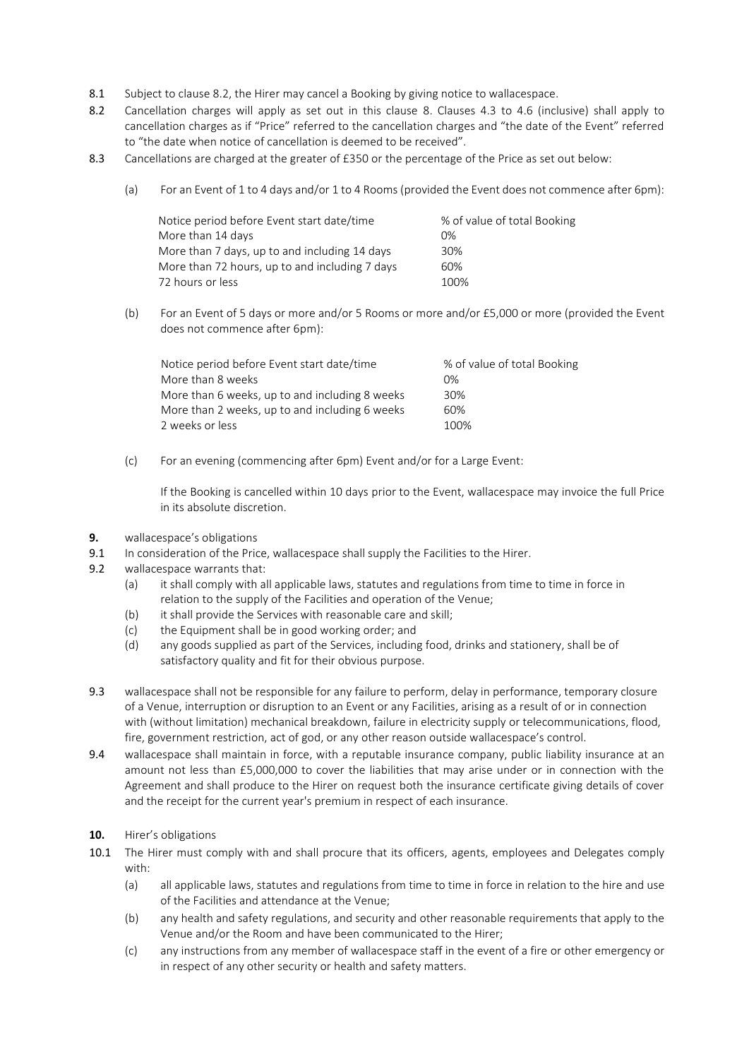8.1 Subject to clause 8.2, the Hirer may cancel a Booking by giving notice to wallacespace.

8.2 Cancellation charges will apply as set out in this clause 8. Clauses 4.3 to 4.6 (inclusive) shall apply to cancellation charges as if "Price" referred to the cancellation charges and "the date of the Event" referred to "the date when notice of cancellation is deemed to be received".

8.3 Cancellations are charged at the greater of £350 or the percentage of the Price as set out below:

(a) For an Event of 1 to 4 days and/or 1 to 4 Rooms (provided the Event does not commence after 6pm):

| Notice period before Event start date/time | % of value of total Booking |
|---|---|
| More than 14 days | 0% |
| More than 7 days, up to and including 14 days | 30% |
| More than 72 hours, up to and including 7 days | 60% |
| 72 hours or less | 100% |

(b) For an Event of 5 days or more and/or 5 Rooms or more and/or £5,000 or more (provided the Event does not commence after 6pm):

| Notice period before Event start date/time | % of value of total Booking |
|---|---|
| More than 8 weeks | 0% |
| More than 6 weeks, up to and including 8 weeks | 30% |
| More than 2 weeks, up to and including 6 weeks | 60% |
| 2 weeks or less | 100% |

(c) For an evening (commencing after 6pm) Event and/or for a Large Event:

If the Booking is cancelled within 10 days prior to the Event, wallacespace may invoice the full Price in its absolute discretion.

**9.** wallacespace's obligations

9.1 In consideration of the Price, wallacespace shall supply the Facilities to the Hirer.

9.2 wallacespace warrants that:

(a) it shall comply with all applicable laws, statutes and regulations from time to time in force in relation to the supply of the Facilities and operation of the Venue;

(b) it shall provide the Services with reasonable care and skill;

(c) the Equipment shall be in good working order; and

(d) any goods supplied as part of the Services, including food, drinks and stationery, shall be of satisfactory quality and fit for their obvious purpose.

9.3 wallacespace shall not be responsible for any failure to perform, delay in performance, temporary closure of a Venue, interruption or disruption to an Event or any Facilities, arising as a result of or in connection with (without limitation) mechanical breakdown, failure in electricity supply or telecommunications, flood, fire, government restriction, act of god, or any other reason outside wallacespace's control.

9.4 wallacespace shall maintain in force, with a reputable insurance company, public liability insurance at an amount not less than £5,000,000 to cover the liabilities that may arise under or in connection with the Agreement and shall produce to the Hirer on request both the insurance certificate giving details of cover and the receipt for the current year's premium in respect of each insurance.

**10.** Hirer's obligations

10.1 The Hirer must comply with and shall procure that its officers, agents, employees and Delegates comply with:

(a) all applicable laws, statutes and regulations from time to time in force in relation to the hire and use of the Facilities and attendance at the Venue;

(b) any health and safety regulations, and security and other reasonable requirements that apply to the Venue and/or the Room and have been communicated to the Hirer;

(c) any instructions from any member of wallacespace staff in the event of a fire or other emergency or in respect of any other security or health and safety matters.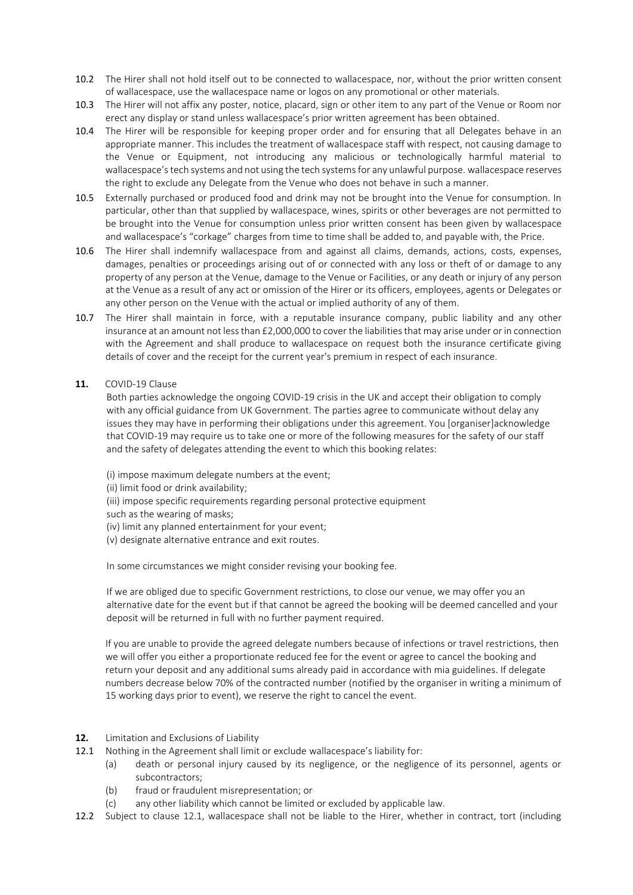10.2 The Hirer shall not hold itself out to be connected to wallacespace, nor, without the prior written consent of wallacespace, use the wallacespace name or logos on any promotional or other materials.

10.3 The Hirer will not affix any poster, notice, placard, sign or other item to any part of the Venue or Room nor erect any display or stand unless wallacespace's prior written agreement has been obtained.

10.4 The Hirer will be responsible for keeping proper order and for ensuring that all Delegates behave in an appropriate manner. This includes the treatment of wallacespace staff with respect, not causing damage to the Venue or Equipment, not introducing any malicious or technologically harmful material to wallacespace's tech systems and not using the tech systems for any unlawful purpose. wallacespace reserves the right to exclude any Delegate from the Venue who does not behave in such a manner.

10.5 Externally purchased or produced food and drink may not be brought into the Venue for consumption. In particular, other than that supplied by wallacespace, wines, spirits or other beverages are not permitted to be brought into the Venue for consumption unless prior written consent has been given by wallacespace and wallacespace's "corkage" charges from time to time shall be added to, and payable with, the Price.

10.6 The Hirer shall indemnify wallacespace from and against all claims, demands, actions, costs, expenses, damages, penalties or proceedings arising out of or connected with any loss or theft of or damage to any property of any person at the Venue, damage to the Venue or Facilities, or any death or injury of any person at the Venue as a result of any act or omission of the Hirer or its officers, employees, agents or Delegates or any other person on the Venue with the actual or implied authority of any of them.

10.7 The Hirer shall maintain in force, with a reputable insurance company, public liability and any other insurance at an amount not less than £2,000,000 to cover the liabilities that may arise under or in connection with the Agreement and shall produce to wallacespace on request both the insurance certificate giving details of cover and the receipt for the current year's premium in respect of each insurance.

**11.** COVID-19 Clause

Both parties acknowledge the ongoing COVID-19 crisis in the UK and accept their obligation to comply with any official guidance from UK Government. The parties agree to communicate without delay any issues they may have in performing their obligations under this agreement. You [organiser]acknowledge that COVID-19 may require us to take one or more of the following measures for the safety of our staff and the safety of delegates attending the event to which this booking relates:

(i) impose maximum delegate numbers at the event;
(ii) limit food or drink availability;
(iii) impose specific requirements regarding personal protective equipment such as the wearing of masks;
(iv) limit any planned entertainment for your event;
(v) designate alternative entrance and exit routes.

In some circumstances we might consider revising your booking fee.

If we are obliged due to specific Government restrictions, to close our venue, we may offer you an alternative date for the event but if that cannot be agreed the booking will be deemed cancelled and your deposit will be returned in full with no further payment required.

If you are unable to provide the agreed delegate numbers because of infections or travel restrictions, then we will offer you either a proportionate reduced fee for the event or agree to cancel the booking and return your deposit and any additional sums already paid in accordance with mia guidelines. If delegate numbers decrease below 70% of the contracted number (notified by the organiser in writing a minimum of 15 working days prior to event), we reserve the right to cancel the event.

**12.** Limitation and Exclusions of Liability

12.1 Nothing in the Agreement shall limit or exclude wallacespace's liability for:

(a) death or personal injury caused by its negligence, or the negligence of its personnel, agents or subcontractors;

(b) fraud or fraudulent misrepresentation; or

(c) any other liability which cannot be limited or excluded by applicable law.

12.2 Subject to clause 12.1, wallacespace shall not be liable to the Hirer, whether in contract, tort (including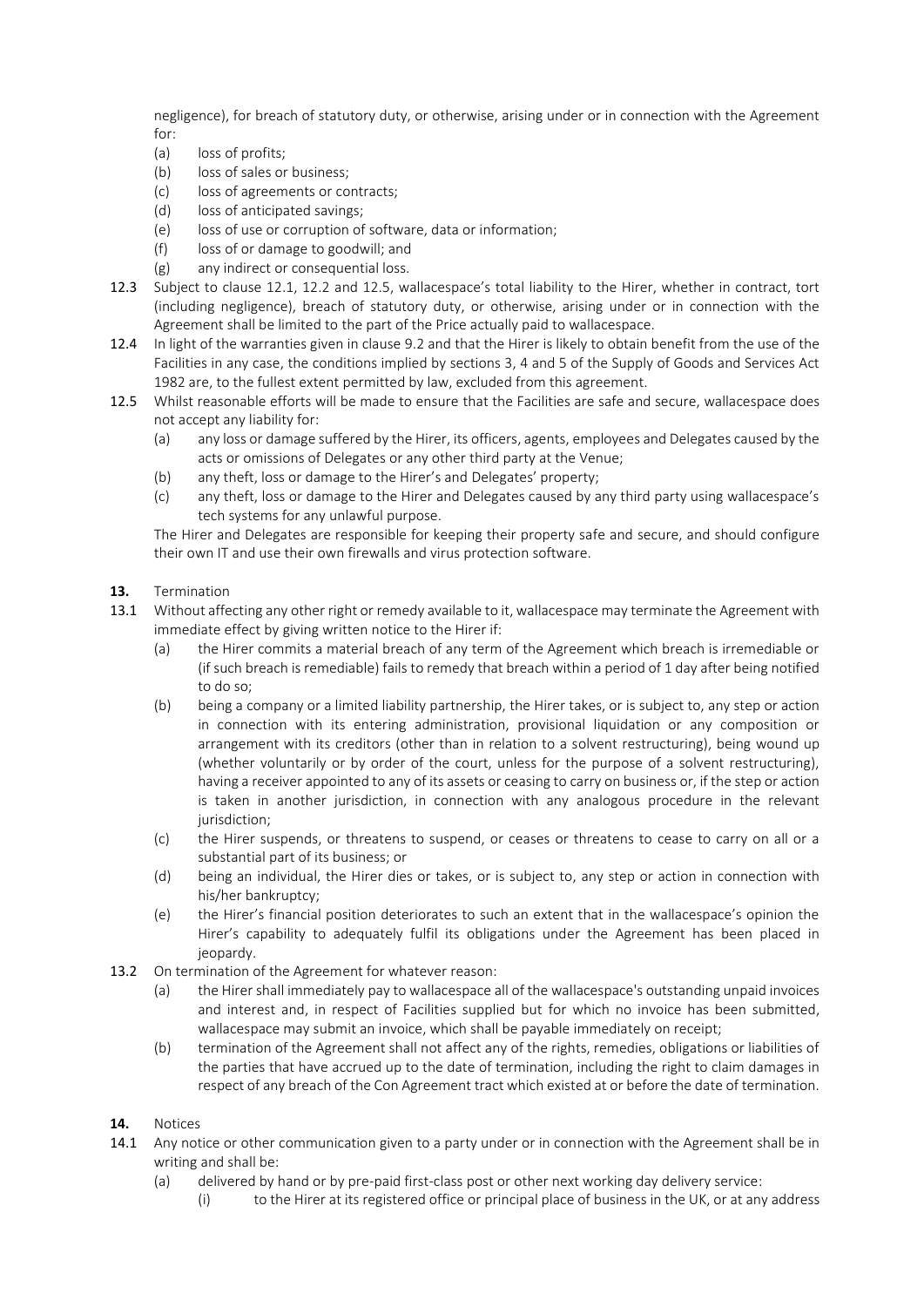negligence), for breach of statutory duty, or otherwise, arising under or in connection with the Agreement for:

(a) loss of profits;
(b) loss of sales or business;
(c) loss of agreements or contracts;
(d) loss of anticipated savings;
(e) loss of use or corruption of software, data or information;
(f) loss of or damage to goodwill; and
(g) any indirect or consequential loss.

**12.3** Subject to clause 12.1, 12.2 and 12.5, wallacespace's total liability to the Hirer, whether in contract, tort (including negligence), breach of statutory duty, or otherwise, arising under or in connection with the Agreement shall be limited to the part of the Price actually paid to wallacespace.

**12.4** In light of the warranties given in clause 9.2 and that the Hirer is likely to obtain benefit from the use of the Facilities in any case, the conditions implied by sections 3, 4 and 5 of the Supply of Goods and Services Act 1982 are, to the fullest extent permitted by law, excluded from this agreement.

**12.5** Whilst reasonable efforts will be made to ensure that the Facilities are safe and secure, wallacespace does not accept any liability for:

(a) any loss or damage suffered by the Hirer, its officers, agents, employees and Delegates caused by the acts or omissions of Delegates or any other third party at the Venue;
(b) any theft, loss or damage to the Hirer's and Delegates' property;
(c) any theft, loss or damage to the Hirer and Delegates caused by any third party using wallacespace's tech systems for any unlawful purpose.

The Hirer and Delegates are responsible for keeping their property safe and secure, and should configure their own IT and use their own firewalls and virus protection software.

## 13. Termination

**13.1** Without affecting any other right or remedy available to it, wallacespace may terminate the Agreement with immediate effect by giving written notice to the Hirer if:

(a) the Hirer commits a material breach of any term of the Agreement which breach is irremediable or (if such breach is remediable) fails to remedy that breach within a period of 1 day after being notified to do so;
(b) being a company or a limited liability partnership, the Hirer takes, or is subject to, any step or action in connection with its entering administration, provisional liquidation or any composition or arrangement with its creditors (other than in relation to a solvent restructuring), being wound up (whether voluntarily or by order of the court, unless for the purpose of a solvent restructuring), having a receiver appointed to any of its assets or ceasing to carry on business or, if the step or action is taken in another jurisdiction, in connection with any analogous procedure in the relevant jurisdiction;
(c) the Hirer suspends, or threatens to suspend, or ceases or threatens to cease to carry on all or a substantial part of its business; or
(d) being an individual, the Hirer dies or takes, or is subject to, any step or action in connection with his/her bankruptcy;
(e) the Hirer's financial position deteriorates to such an extent that in the wallacespace's opinion the Hirer's capability to adequately fulfil its obligations under the Agreement has been placed in jeopardy.

**13.2** On termination of the Agreement for whatever reason:

(a) the Hirer shall immediately pay to wallacespace all of the wallacespace's outstanding unpaid invoices and interest and, in respect of Facilities supplied but for which no invoice has been submitted, wallacespace may submit an invoice, which shall be payable immediately on receipt;
(b) termination of the Agreement shall not affect any of the rights, remedies, obligations or liabilities of the parties that have accrued up to the date of termination, including the right to claim damages in respect of any breach of the Con Agreement tract which existed at or before the date of termination.

## 14. Notices

**14.1** Any notice or other communication given to a party under or in connection with the Agreement shall be in writing and shall be:

(a) delivered by hand or by pre-paid first-class post or other next working day delivery service:
   (i) to the Hirer at its registered office or principal place of business in the UK, or at any address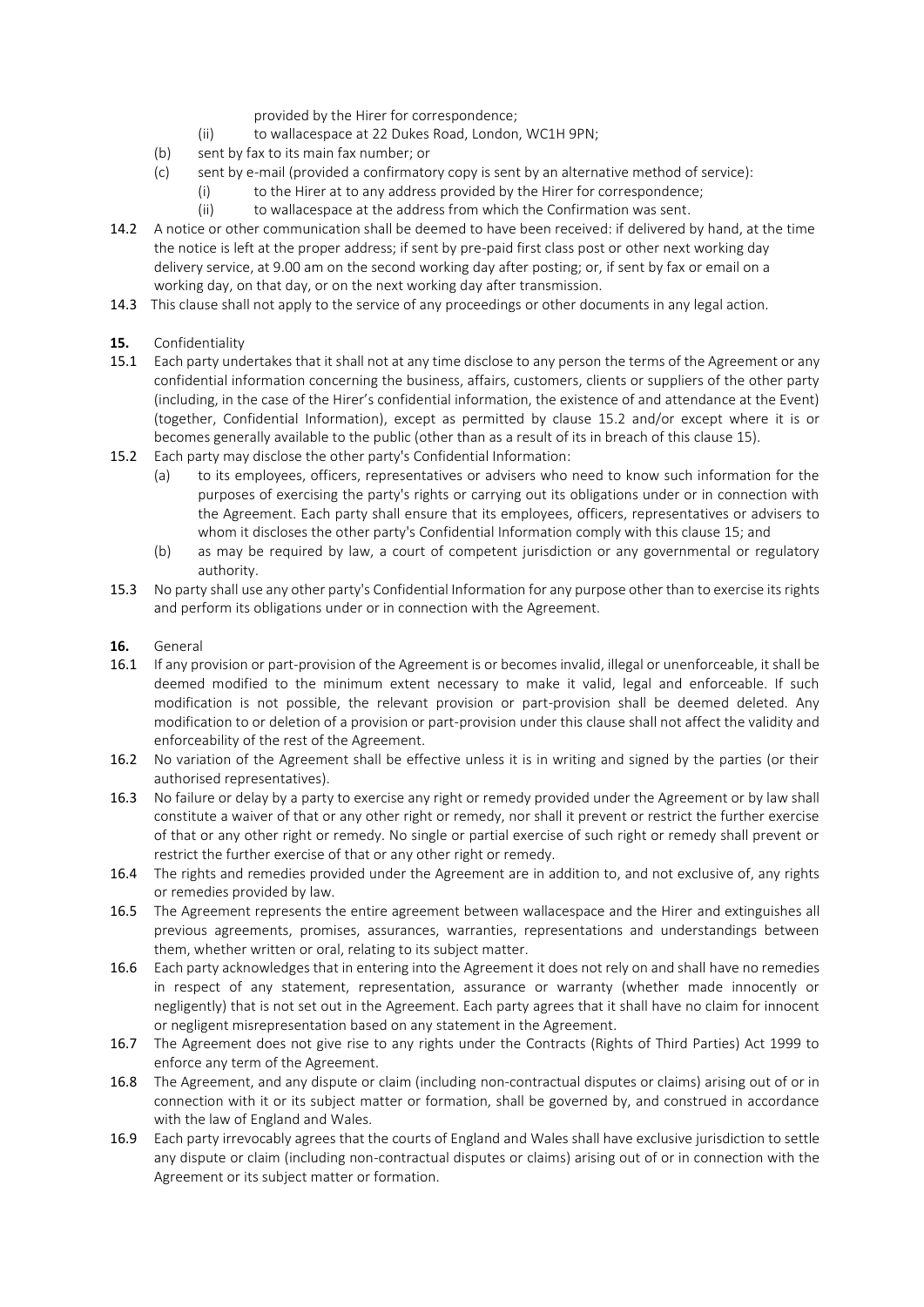provided by the Hirer for correspondence;

(ii) to wallacespace at 22 Dukes Road, London, WC1H 9PN;

(b) sent by fax to its main fax number; or

(c) sent by e-mail (provided a confirmatory copy is sent by an alternative method of service):

(i) to the Hirer at to any address provided by the Hirer for correspondence;

(ii) to wallacespace at the address from which the Confirmation was sent.

14.2 A notice or other communication shall be deemed to have been received: if delivered by hand, at the time the notice is left at the proper address; if sent by pre-paid first class post or other next working day delivery service, at 9.00 am on the second working day after posting; or, if sent by fax or email on a working day, on that day, or on the next working day after transmission.

14.3 This clause shall not apply to the service of any proceedings or other documents in any legal action.

**15.** Confidentiality

15.1 Each party undertakes that it shall not at any time disclose to any person the terms of the Agreement or any confidential information concerning the business, affairs, customers, clients or suppliers of the other party (including, in the case of the Hirer's confidential information, the existence of and attendance at the Event) (together, Confidential Information), except as permitted by clause 15.2 and/or except where it is or becomes generally available to the public (other than as a result of its in breach of this clause 15).

15.2 Each party may disclose the other party's Confidential Information:

(a) to its employees, officers, representatives or advisers who need to know such information for the purposes of exercising the party's rights or carrying out its obligations under or in connection with the Agreement. Each party shall ensure that its employees, officers, representatives or advisers to whom it discloses the other party's Confidential Information comply with this clause 15; and

(b) as may be required by law, a court of competent jurisdiction or any governmental or regulatory authority.

15.3 No party shall use any other party's Confidential Information for any purpose other than to exercise its rights and perform its obligations under or in connection with the Agreement.

**16.** General

16.1 If any provision or part-provision of the Agreement is or becomes invalid, illegal or unenforceable, it shall be deemed modified to the minimum extent necessary to make it valid, legal and enforceable. If such modification is not possible, the relevant provision or part-provision shall be deemed deleted. Any modification to or deletion of a provision or part-provision under this clause shall not affect the validity and enforceability of the rest of the Agreement.

16.2 No variation of the Agreement shall be effective unless it is in writing and signed by the parties (or their authorised representatives).

16.3 No failure or delay by a party to exercise any right or remedy provided under the Agreement or by law shall constitute a waiver of that or any other right or remedy, nor shall it prevent or restrict the further exercise of that or any other right or remedy. No single or partial exercise of such right or remedy shall prevent or restrict the further exercise of that or any other right or remedy.

16.4 The rights and remedies provided under the Agreement are in addition to, and not exclusive of, any rights or remedies provided by law.

16.5 The Agreement represents the entire agreement between wallacespace and the Hirer and extinguishes all previous agreements, promises, assurances, warranties, representations and understandings between them, whether written or oral, relating to its subject matter.

16.6 Each party acknowledges that in entering into the Agreement it does not rely on and shall have no remedies in respect of any statement, representation, assurance or warranty (whether made innocently or negligently) that is not set out in the Agreement. Each party agrees that it shall have no claim for innocent or negligent misrepresentation based on any statement in the Agreement.

16.7 The Agreement does not give rise to any rights under the Contracts (Rights of Third Parties) Act 1999 to enforce any term of the Agreement.

16.8 The Agreement, and any dispute or claim (including non-contractual disputes or claims) arising out of or in connection with it or its subject matter or formation, shall be governed by, and construed in accordance with the law of England and Wales.

16.9 Each party irrevocably agrees that the courts of England and Wales shall have exclusive jurisdiction to settle any dispute or claim (including non-contractual disputes or claims) arising out of or in connection with the Agreement or its subject matter or formation.